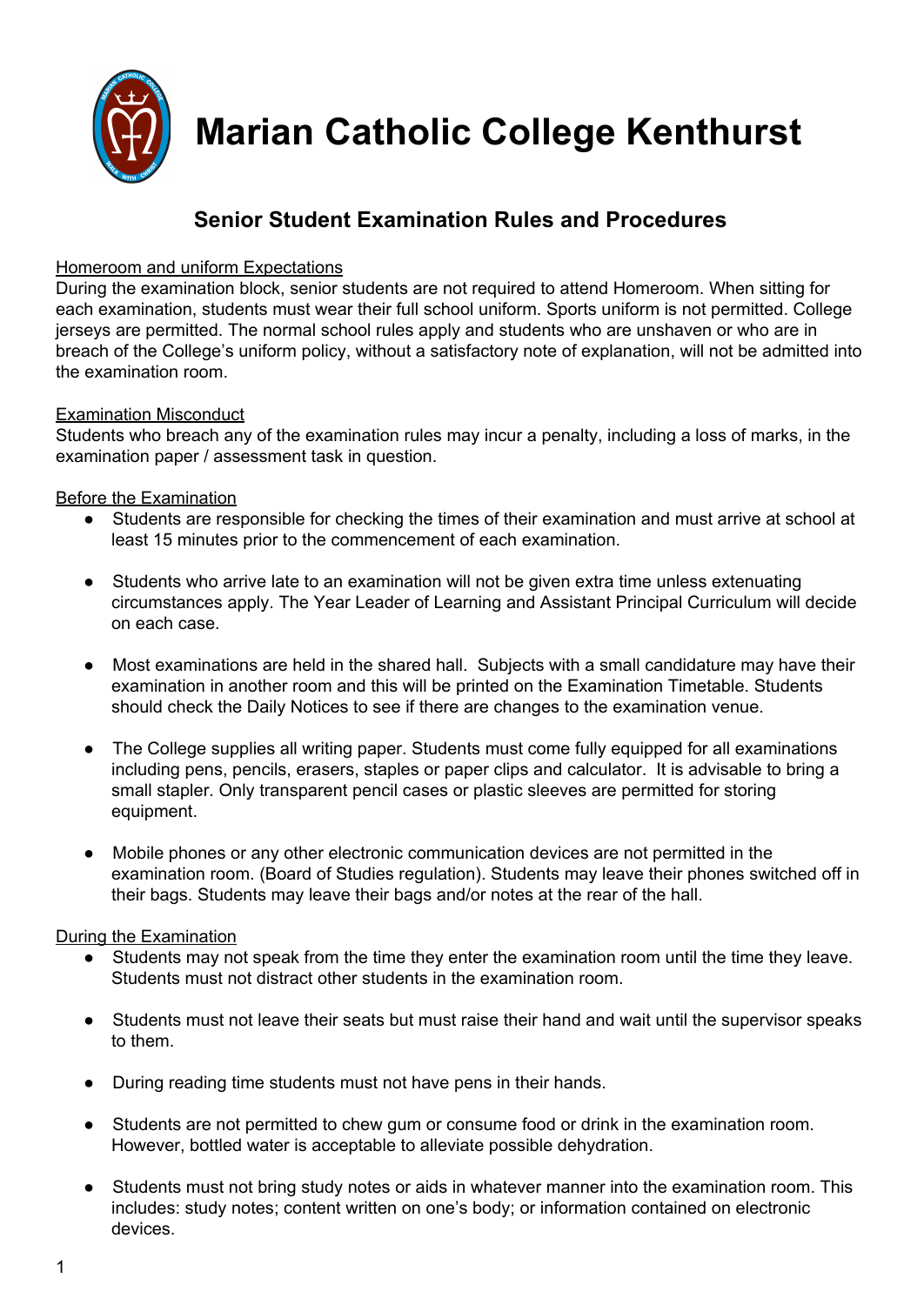# Marian Catholic College Kenthurst

## Senior Student Examination Rules and Procedures

<u>Homeroom and uniform Expectations</u>

During the examination block, senior students are not required to attend Homeroom. When sitting for each examination, students must wear their full school uniform. Sports uniform is not permitted. College jerseys are permitted. The normal school rules apply and students who are unshaven or who are in breach of the College's uniform policy, without a satisfactory note of explanation, will not be admitted into the examination room.

<u>Examination Misconduct</u>

Students who breach any of the examination rules may incur a penalty, including a loss of marks, in the examination paper / assessment task in question.

<u>Before the Examination</u>

- Students are responsible for checking the times of their examination and must arrive at school at least 15 minutes prior to the commencement of each examination.
- Students who arrive late to an examination will not be given extra time unless extenuating circumstances apply. The Year Leader of Learning and Assistant Principal Curriculum will decide on each case.
- Most examinations are held in the shared hall. Subjects with a small candidature may have their examination in another room and this will be printed on the Examination Timetable. Students should check the Daily Notices to see if there are changes to the examination venue.
- The College supplies all writing paper. Students must come fully equipped for all examinations including pens, pencils, erasers, staples or paper clips and calculator. It is advisable to bring a small stapler. Only transparent pencil cases or plastic sleeves are permitted for storing equipment.
- Mobile phones or any other electronic communication devices are not permitted in the examination room. (Board of Studies regulation). Students may leave their phones switched off in their bags. Students may leave their bags and/or notes at the rear of the hall.

<u>During the Examination</u>

- Students may not speak from the time they enter the examination room until the time they leave. Students must not distract other students in the examination room.
- Students must not leave their seats but must raise their hand and wait until the supervisor speaks to them.
- During reading time students must not have pens in their hands.
- Students are not permitted to chew gum or consume food or drink in the examination room. However, bottled water is acceptable to alleviate possible dehydration.
- Students must not bring study notes or aids in whatever manner into the examination room. This includes: study notes; content written on one's body; or information contained on electronic devices.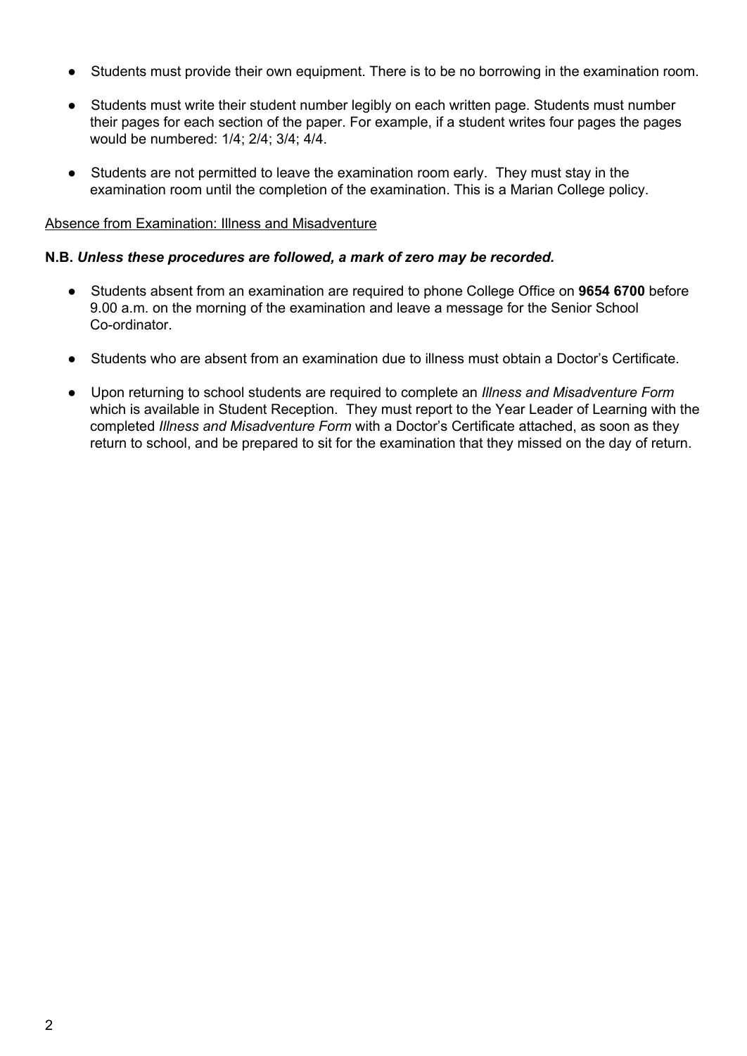- Students must provide their own equipment. There is to be no borrowing in the examination room.
- Students must write their student number legibly on each written page. Students must number their pages for each section of the paper. For example, if a student writes four pages the pages would be numbered: 1/4; 2/4; 3/4; 4/4.
- Students are not permitted to leave the examination room early. They must stay in the examination room until the completion of the examination. This is a Marian College policy.

<u>Absence from Examination: Illness and Misadventure</u>

**N.B.** ***Unless these procedures are followed, a mark of zero may be recorded.***

- Students absent from an examination are required to phone College Office on **9654 6700** before 9.00 a.m. on the morning of the examination and leave a message for the Senior School Co-ordinator.
- Students who are absent from an examination due to illness must obtain a Doctor's Certificate.
- Upon returning to school students are required to complete an *Illness and Misadventure Form* which is available in Student Reception. They must report to the Year Leader of Learning with the completed *Illness and Misadventure Form* with a Doctor's Certificate attached, as soon as they return to school, and be prepared to sit for the examination that they missed on the day of return.